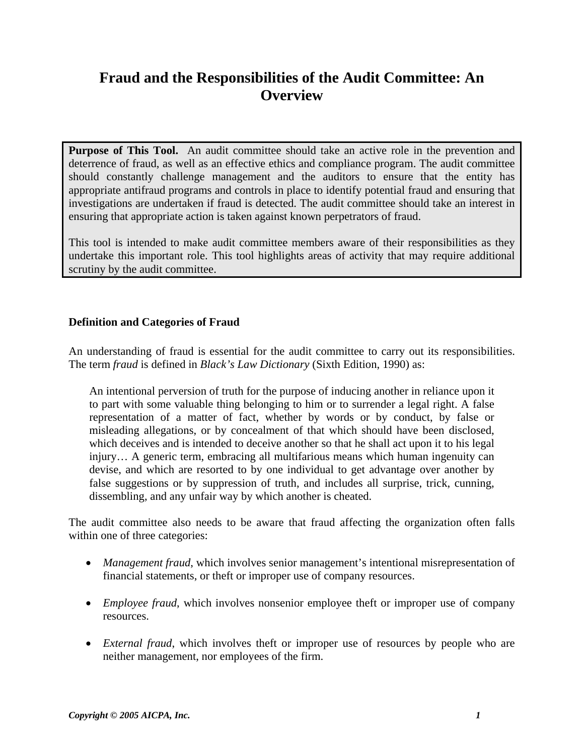# Fraud and the Responsibilities of the Audit Committee: An Overview

> **Purpose of This Tool.** An audit committee should take an active role in the prevention and deterrence of fraud, as well as an effective ethics and compliance program. The audit committee should constantly challenge management and the auditors to ensure that the entity has appropriate antifraud programs and controls in place to identify potential fraud and ensuring that investigations are undertaken if fraud is detected. The audit committee should take an interest in ensuring that appropriate action is taken against known perpetrators of fraud.
>
> This tool is intended to make audit committee members aware of their responsibilities as they undertake this important role. This tool highlights areas of activity that may require additional scrutiny by the audit committee.

### Definition and Categories of Fraud

An understanding of fraud is essential for the audit committee to carry out its responsibilities. The term *fraud* is defined in *Black's Law Dictionary* (Sixth Edition, 1990) as:

> An intentional perversion of truth for the purpose of inducing another in reliance upon it to part with some valuable thing belonging to him or to surrender a legal right. A false representation of a matter of fact, whether by words or by conduct, by false or misleading allegations, or by concealment of that which should have been disclosed, which deceives and is intended to deceive another so that he shall act upon it to his legal injury… A generic term, embracing all multifarious means which human ingenuity can devise, and which are resorted to by one individual to get advantage over another by false suggestions or by suppression of truth, and includes all surprise, trick, cunning, dissembling, and any unfair way by which another is cheated.

The audit committee also needs to be aware that fraud affecting the organization often falls within one of three categories:

- *Management fraud*, which involves senior management's intentional misrepresentation of financial statements, or theft or improper use of company resources.
- *Employee fraud*, which involves nonsenior employee theft or improper use of company resources.
- *External fraud*, which involves theft or improper use of resources by people who are neither management, nor employees of the firm.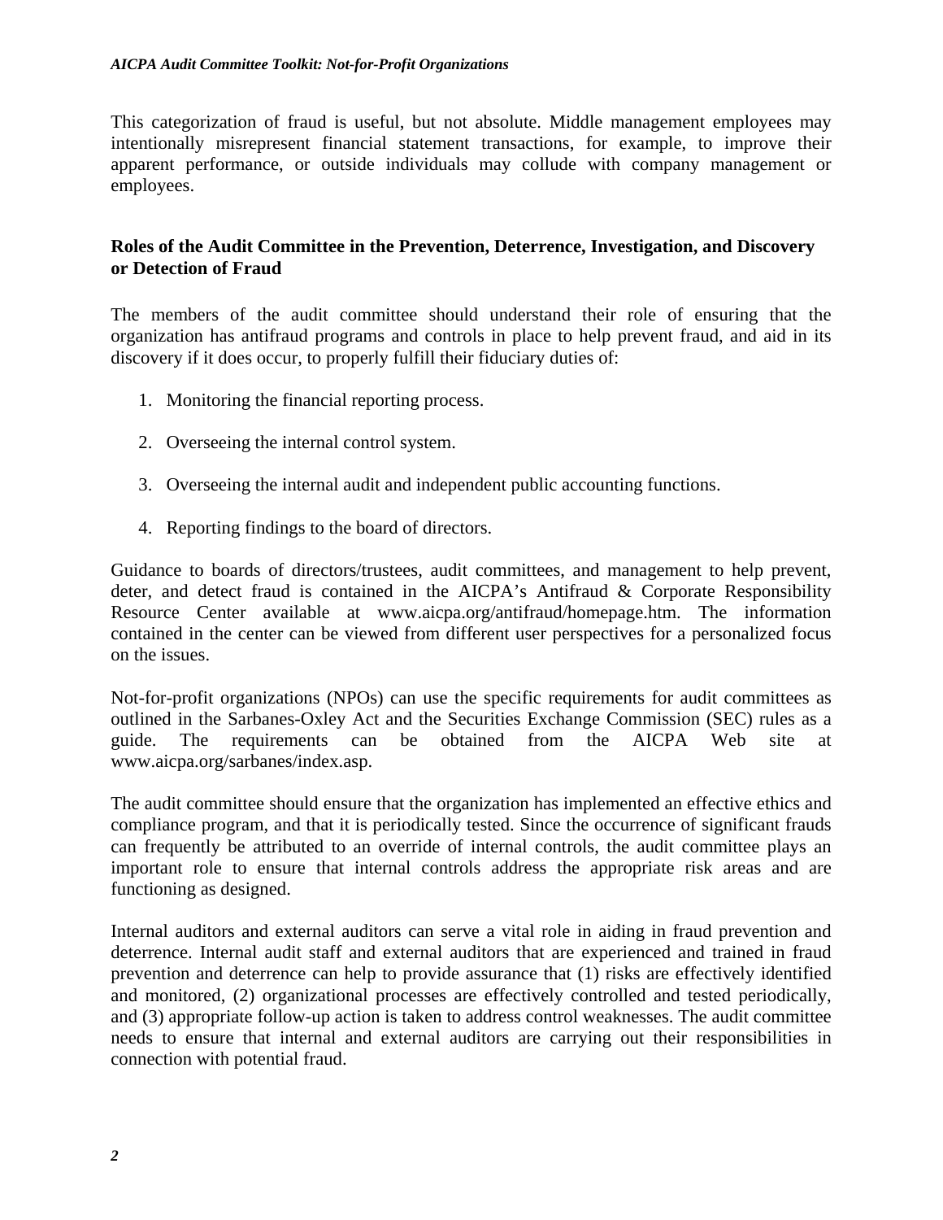This categorization of fraud is useful, but not absolute. Middle management employees may intentionally misrepresent financial statement transactions, for example, to improve their apparent performance, or outside individuals may collude with company management or employees.

## Roles of the Audit Committee in the Prevention, Deterrence, Investigation, and Discovery or Detection of Fraud

The members of the audit committee should understand their role of ensuring that the organization has antifraud programs and controls in place to help prevent fraud, and aid in its discovery if it does occur, to properly fulfill their fiduciary duties of:

1. Monitoring the financial reporting process.
2. Overseeing the internal control system.
3. Overseeing the internal audit and independent public accounting functions.
4. Reporting findings to the board of directors.

Guidance to boards of directors/trustees, audit committees, and management to help prevent, deter, and detect fraud is contained in the AICPA's Antifraud & Corporate Responsibility Resource Center available at www.aicpa.org/antifraud/homepage.htm. The information contained in the center can be viewed from different user perspectives for a personalized focus on the issues.

Not-for-profit organizations (NPOs) can use the specific requirements for audit committees as outlined in the Sarbanes-Oxley Act and the Securities Exchange Commission (SEC) rules as a guide. The requirements can be obtained from the AICPA Web site at www.aicpa.org/sarbanes/index.asp.

The audit committee should ensure that the organization has implemented an effective ethics and compliance program, and that it is periodically tested. Since the occurrence of significant frauds can frequently be attributed to an override of internal controls, the audit committee plays an important role to ensure that internal controls address the appropriate risk areas and are functioning as designed.

Internal auditors and external auditors can serve a vital role in aiding in fraud prevention and deterrence. Internal audit staff and external auditors that are experienced and trained in fraud prevention and deterrence can help to provide assurance that (1) risks are effectively identified and monitored, (2) organizational processes are effectively controlled and tested periodically, and (3) appropriate follow-up action is taken to address control weaknesses. The audit committee needs to ensure that internal and external auditors are carrying out their responsibilities in connection with potential fraud.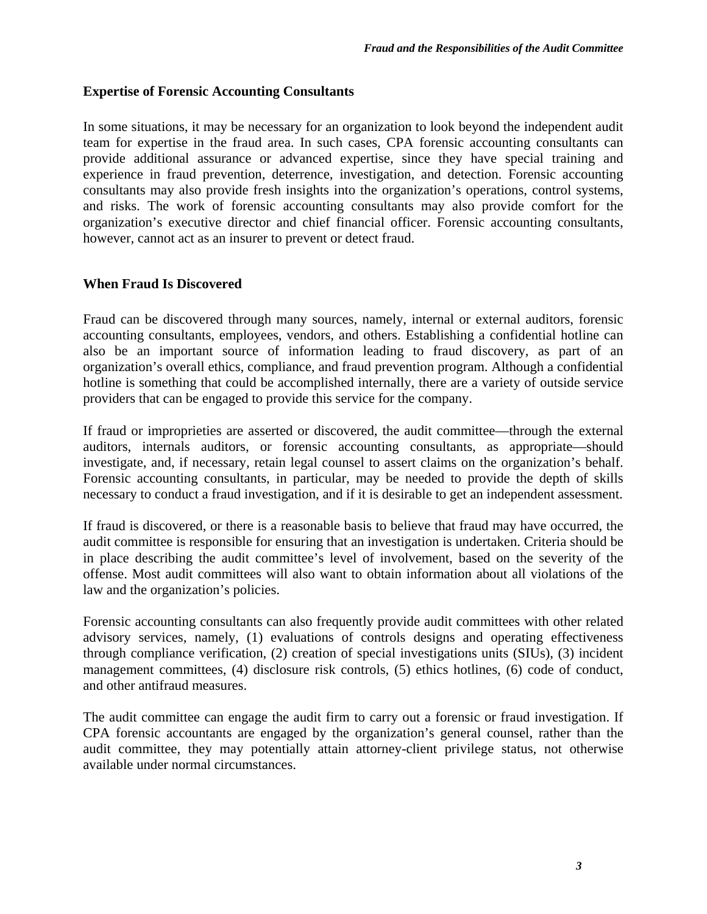## Expertise of Forensic Accounting Consultants

In some situations, it may be necessary for an organization to look beyond the independent audit team for expertise in the fraud area. In such cases, CPA forensic accounting consultants can provide additional assurance or advanced expertise, since they have special training and experience in fraud prevention, deterrence, investigation, and detection. Forensic accounting consultants may also provide fresh insights into the organization's operations, control systems, and risks. The work of forensic accounting consultants may also provide comfort for the organization's executive director and chief financial officer. Forensic accounting consultants, however, cannot act as an insurer to prevent or detect fraud.

## When Fraud Is Discovered

Fraud can be discovered through many sources, namely, internal or external auditors, forensic accounting consultants, employees, vendors, and others. Establishing a confidential hotline can also be an important source of information leading to fraud discovery, as part of an organization's overall ethics, compliance, and fraud prevention program. Although a confidential hotline is something that could be accomplished internally, there are a variety of outside service providers that can be engaged to provide this service for the company.

If fraud or improprieties are asserted or discovered, the audit committee—through the external auditors, internals auditors, or forensic accounting consultants, as appropriate—should investigate, and, if necessary, retain legal counsel to assert claims on the organization's behalf. Forensic accounting consultants, in particular, may be needed to provide the depth of skills necessary to conduct a fraud investigation, and if it is desirable to get an independent assessment.

If fraud is discovered, or there is a reasonable basis to believe that fraud may have occurred, the audit committee is responsible for ensuring that an investigation is undertaken. Criteria should be in place describing the audit committee's level of involvement, based on the severity of the offense. Most audit committees will also want to obtain information about all violations of the law and the organization's policies.

Forensic accounting consultants can also frequently provide audit committees with other related advisory services, namely, (1) evaluations of controls designs and operating effectiveness through compliance verification, (2) creation of special investigations units (SIUs), (3) incident management committees, (4) disclosure risk controls, (5) ethics hotlines, (6) code of conduct, and other antifraud measures.

The audit committee can engage the audit firm to carry out a forensic or fraud investigation. If CPA forensic accountants are engaged by the organization's general counsel, rather than the audit committee, they may potentially attain attorney-client privilege status, not otherwise available under normal circumstances.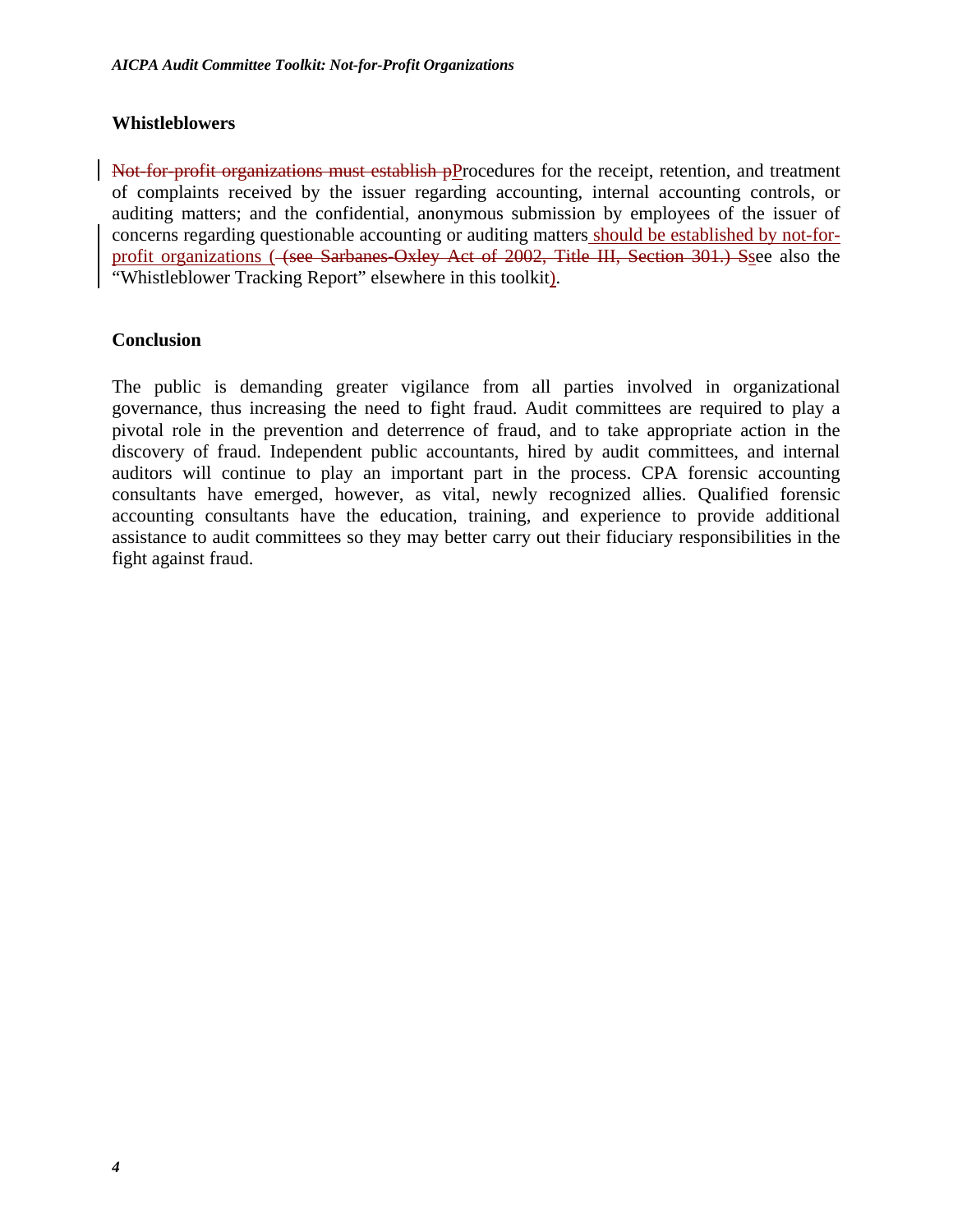## Whistleblowers

~~Not-for-profit organizations must establish p~~Procedures for the receipt, retention, and treatment of complaints received by the issuer regarding accounting, internal accounting controls, or auditing matters; and the confidential, anonymous submission by employees of the issuer of concerns regarding questionable accounting or auditing matters should be established by not-for-profit organizations (~~ (see Sarbanes-Oxley Act of 2002, Title III, Section 301.) S~~see also the "Whistleblower Tracking Report" elsewhere in this toolkit).

## Conclusion

The public is demanding greater vigilance from all parties involved in organizational governance, thus increasing the need to fight fraud. Audit committees are required to play a pivotal role in the prevention and deterrence of fraud, and to take appropriate action in the discovery of fraud. Independent public accountants, hired by audit committees, and internal auditors will continue to play an important part in the process. CPA forensic accounting consultants have emerged, however, as vital, newly recognized allies. Qualified forensic accounting consultants have the education, training, and experience to provide additional assistance to audit committees so they may better carry out their fiduciary responsibilities in the fight against fraud.